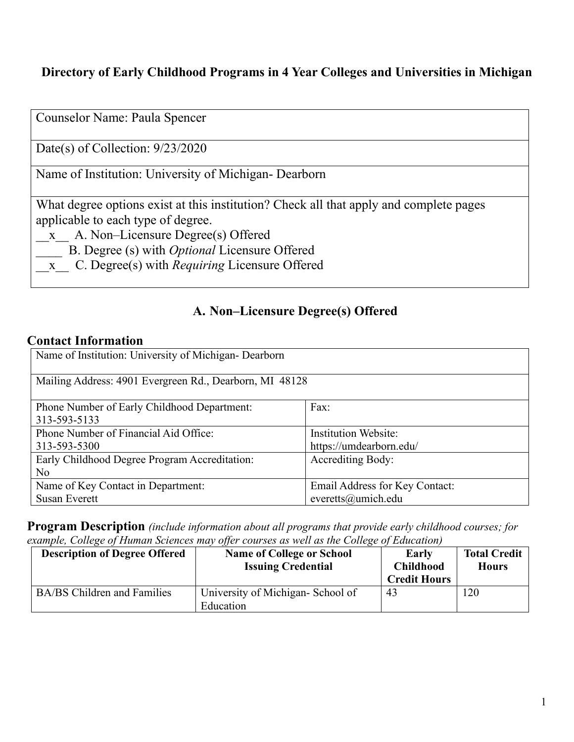# Directory of Early Childhood Programs in 4 Year Colleges and Universities in Michigan

| |
|---|
| Counselor Name: Paula Spencer |
| Date(s) of Collection: 9/23/2020 |
| Name of Institution: University of Michigan- Dearborn |
| What degree options exist at this institution? Check all that apply and complete pages applicable to each type of degree.<br>__x__ A. Non–Licensure Degree(s) Offered<br>____ B. Degree (s) with *Optional* Licensure Offered<br>__x__ C. Degree(s) with *Requiring* Licensure Offered |

## A. Non–Licensure Degree(s) Offered

### Contact Information

| | |
|---|---|
| Name of Institution: University of Michigan- Dearborn | |
| Mailing Address: 4901 Evergreen Rd., Dearborn, MI 48128 | |
| Phone Number of Early Childhood Department: 313-593-5133 | Fax: |
| Phone Number of Financial Aid Office: 313-593-5300 | Institution Website: https://umdearborn.edu/ |
| Early Childhood Degree Program Accreditation: No | Accrediting Body: |
| Name of Key Contact in Department: Susan Everett | Email Address for Key Contact: everetts@umich.edu |

### Program Description *(include information about all programs that provide early childhood courses; for example, College of Human Sciences may offer courses as well as the College of Education)*

| Description of Degree Offered | Name of College or School Issuing Credential | Early Childhood Credit Hours | Total Credit Hours |
|---|---|---|---|
| BA/BS Children and Families | University of Michigan- School of Education | 43 | 120 |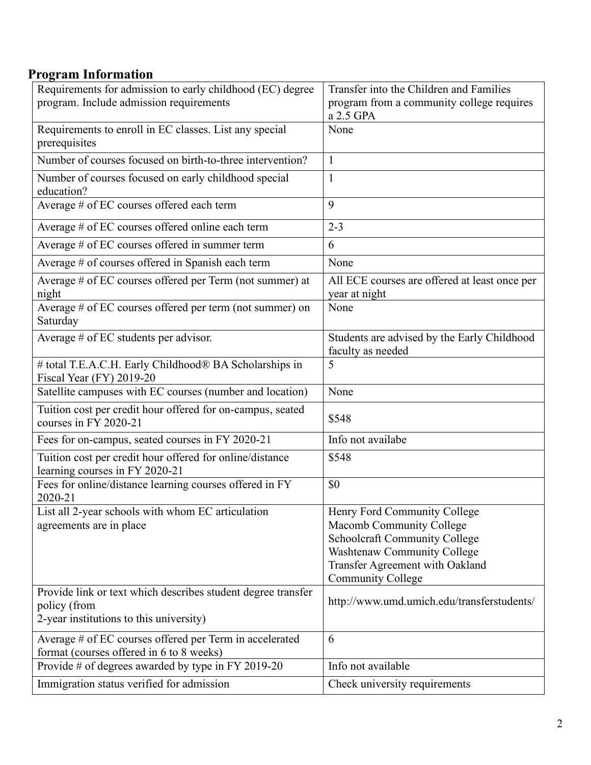## Program Information

| Requirements for admission to early childhood (EC) degree program. Include admission requirements | Transfer into the Children and Families program from a community college requires a 2.5 GPA |
|---|---|
| Requirements to enroll in EC classes. List any special prerequisites | None |
| Number of courses focused on birth-to-three intervention? | 1 |
| Number of courses focused on early childhood special education? | 1 |
| Average # of EC courses offered each term | 9 |
| Average # of EC courses offered online each term | 2-3 |
| Average # of EC courses offered in summer term | 6 |
| Average # of courses offered in Spanish each term | None |
| Average # of EC courses offered per Term (not summer) at night | All ECE courses are offered at least once per year at night |
| Average # of EC courses offered per term (not summer) on Saturday | None |
| Average # of EC students per advisor. | Students are advised by the Early Childhood faculty as needed |
| # total T.E.A.C.H. Early Childhood® BA Scholarships in Fiscal Year (FY) 2019-20 | 5 |
| Satellite campuses with EC courses (number and location) | None |
| Tuition cost per credit hour offered for on-campus, seated courses in FY 2020-21 | \$548 |
| Fees for on-campus, seated courses in FY 2020-21 | Info not availabe |
| Tuition cost per credit hour offered for online/distance learning courses in FY 2020-21 | \$548 |
| Fees for online/distance learning courses offered in FY 2020-21 | \$0 |
| List all 2-year schools with whom EC articulation agreements are in place | Henry Ford Community College<br>Macomb Community College<br>Schoolcraft Community College<br>Washtenaw Community College<br>Transfer Agreement with Oakland Community College |
| Provide link or text which describes student degree transfer policy (from 2-year institutions to this university) | http://www.umd.umich.edu/transferstudents/ |
| Average # of EC courses offered per Term in accelerated format (courses offered in 6 to 8 weeks) | 6 |
| Provide # of degrees awarded by type in FY 2019-20 | Info not available |
| Immigration status verified for admission | Check university requirements |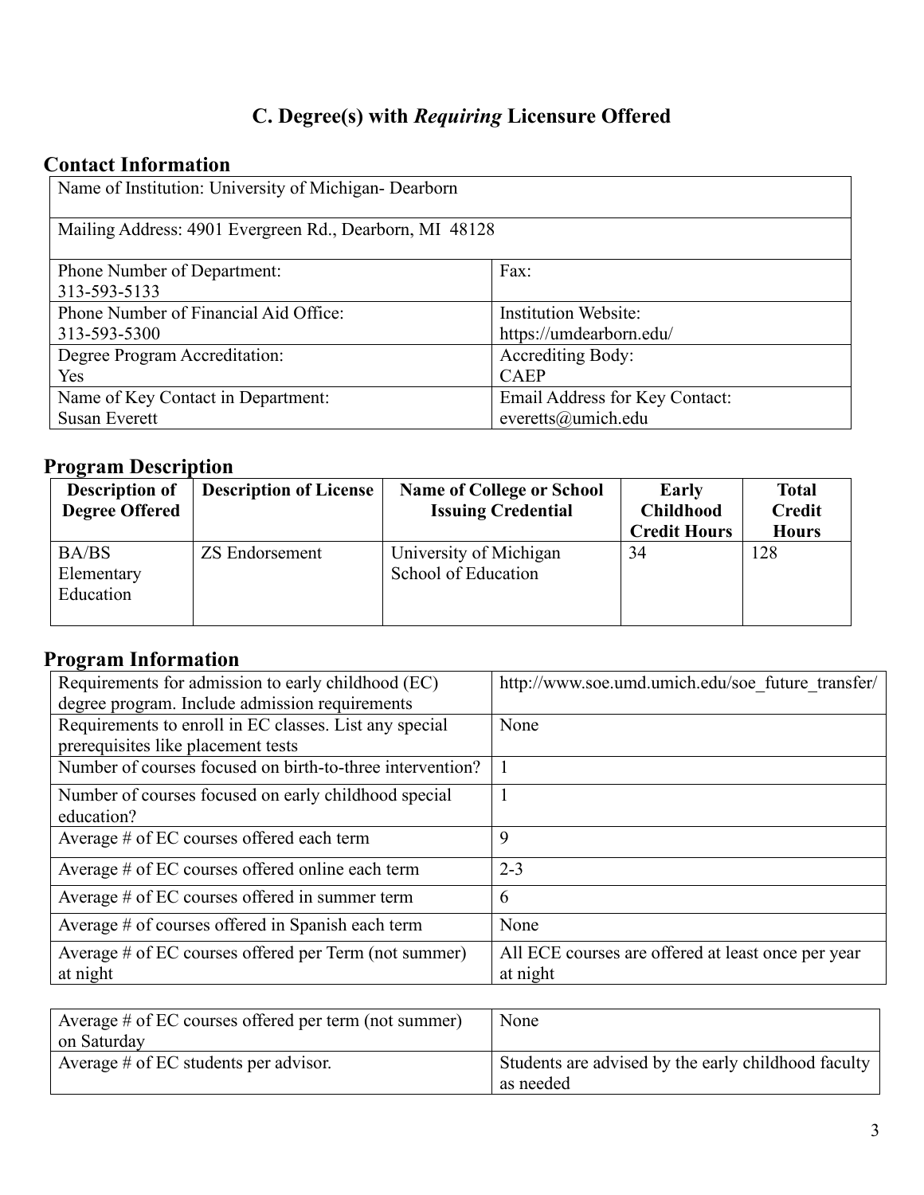# C. Degree(s) with *Requiring* Licensure Offered

## Contact Information

| | |
|---|---|
| Name of Institution: University of Michigan- Dearborn | |
| Mailing Address: 4901 Evergreen Rd., Dearborn, MI 48128 | |
| Phone Number of Department: 313-593-5133 | Fax: |
| Phone Number of Financial Aid Office: 313-593-5300 | Institution Website: https://umdearborn.edu/ |
| Degree Program Accreditation: Yes | Accrediting Body: CAEP |
| Name of Key Contact in Department: Susan Everett | Email Address for Key Contact: everetts@umich.edu |

## Program Description

| Description of Degree Offered | Description of License | Name of College or School Issuing Credential | Early Childhood Credit Hours | Total Credit Hours |
|---|---|---|---|---|
| BA/BS Elementary Education | ZS Endorsement | University of Michigan School of Education | 34 | 128 |

## Program Information

| | |
|---|---|
| Requirements for admission to early childhood (EC) degree program. Include admission requirements | http://www.soe.umd.umich.edu/soe_future_transfer/ |
| Requirements to enroll in EC classes. List any special prerequisites like placement tests | None |
| Number of courses focused on birth-to-three intervention? | 1 |
| Number of courses focused on early childhood special education? | 1 |
| Average # of EC courses offered each term | 9 |
| Average # of EC courses offered online each term | 2-3 |
| Average # of EC courses offered in summer term | 6 |
| Average # of courses offered in Spanish each term | None |
| Average # of EC courses offered per Term (not summer) at night | All ECE courses are offered at least once per year at night |
| Average # of EC courses offered per term (not summer) on Saturday | None |
| Average # of EC students per advisor. | Students are advised by the early childhood faculty as needed |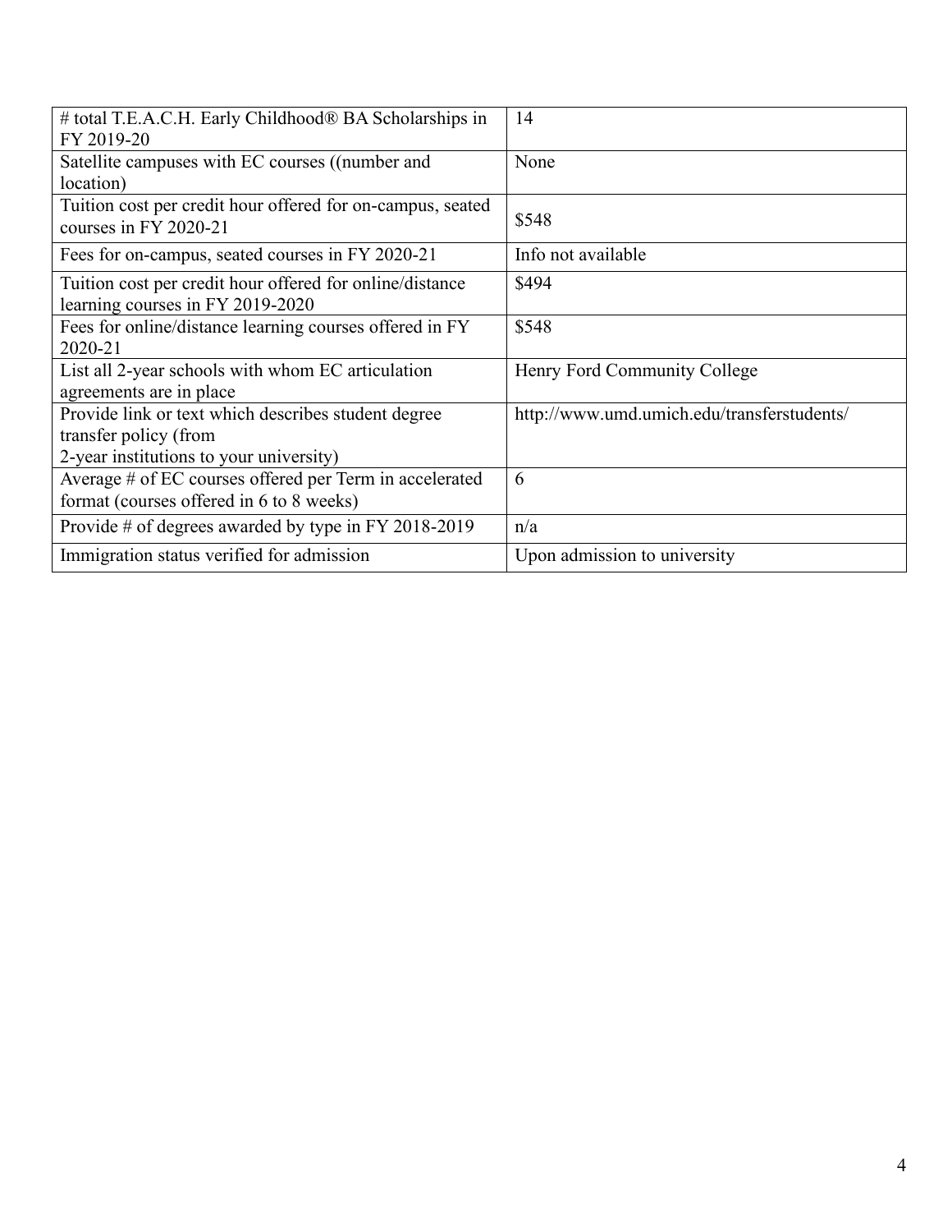| | |
|---|---|
| # total T.E.A.C.H. Early Childhood® BA Scholarships in FY 2019-20 | 14 |
| Satellite campuses with EC courses ((number and location) | None |
| Tuition cost per credit hour offered for on-campus, seated courses in FY 2020-21 | \$548 |
| Fees for on-campus, seated courses in FY 2020-21 | Info not available |
| Tuition cost per credit hour offered for online/distance learning courses in FY 2019-2020 | \$494 |
| Fees for online/distance learning courses offered in FY 2020-21 | \$548 |
| List all 2-year schools with whom EC articulation agreements are in place | Henry Ford Community College |
| Provide link or text which describes student degree transfer policy (from 2-year institutions to your university) | http://www.umd.umich.edu/transferstudents/ |
| Average # of EC courses offered per Term in accelerated format (courses offered in 6 to 8 weeks) | 6 |
| Provide # of degrees awarded by type in FY 2018-2019 | n/a |
| Immigration status verified for admission | Upon admission to university |